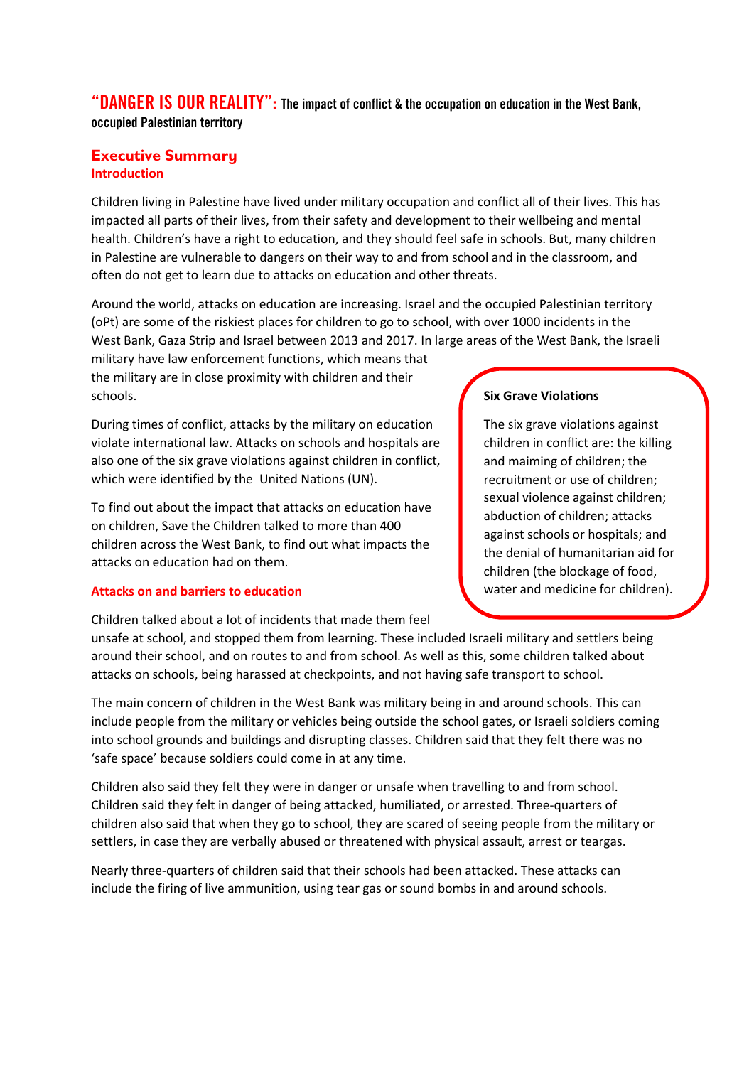# "DANGER IS OUR REALITY": The impact of conflict & the occupation on education in the West Bank, occupied Palestinian territory

## Executive Summary

### Introduction

Children living in Palestine have lived under military occupation and conflict all of their lives. This has impacted all parts of their lives, from their safety and development to their wellbeing and mental health. Children's have a right to education, and they should feel safe in schools. But, many children in Palestine are vulnerable to dangers on their way to and from school and in the classroom, and often do not get to learn due to attacks on education and other threats.

Around the world, attacks on education are increasing. Israel and the occupied Palestinian territory (oPt) are some of the riskiest places for children to go to school, with over 1000 incidents in the West Bank, Gaza Strip and Israel between 2013 and 2017. In large areas of the West Bank, the Israeli military have law enforcement functions, which means that the military are in close proximity with children and their schools.

During times of conflict, attacks by the military on education violate international law. Attacks on schools and hospitals are also one of the six grave violations against children in conflict, which were identified by the United Nations (UN).

To find out about the impact that attacks on education have on children, Save the Children talked to more than 400 children across the West Bank, to find out what impacts the attacks on education had on them.

> **Six Grave Violations**
>
> The six grave violations against children in conflict are: the killing and maiming of children; the recruitment or use of children; sexual violence against children; abduction of children; attacks against schools or hospitals; and the denial of humanitarian aid for children (the blockage of food, water and medicine for children).

### Attacks on and barriers to education

Children talked about a lot of incidents that made them feel unsafe at school, and stopped them from learning. These included Israeli military and settlers being around their school, and on routes to and from school. As well as this, some children talked about attacks on schools, being harassed at checkpoints, and not having safe transport to school.

The main concern of children in the West Bank was military being in and around schools. This can include people from the military or vehicles being outside the school gates, or Israeli soldiers coming into school grounds and buildings and disrupting classes. Children said that they felt there was no 'safe space' because soldiers could come in at any time.

Children also said they felt they were in danger or unsafe when travelling to and from school. Children said they felt in danger of being attacked, humiliated, or arrested. Three-quarters of children also said that when they go to school, they are scared of seeing people from the military or settlers, in case they are verbally abused or threatened with physical assault, arrest or teargas.

Nearly three-quarters of children said that their schools had been attacked. These attacks can include the firing of live ammunition, using tear gas or sound bombs in and around schools.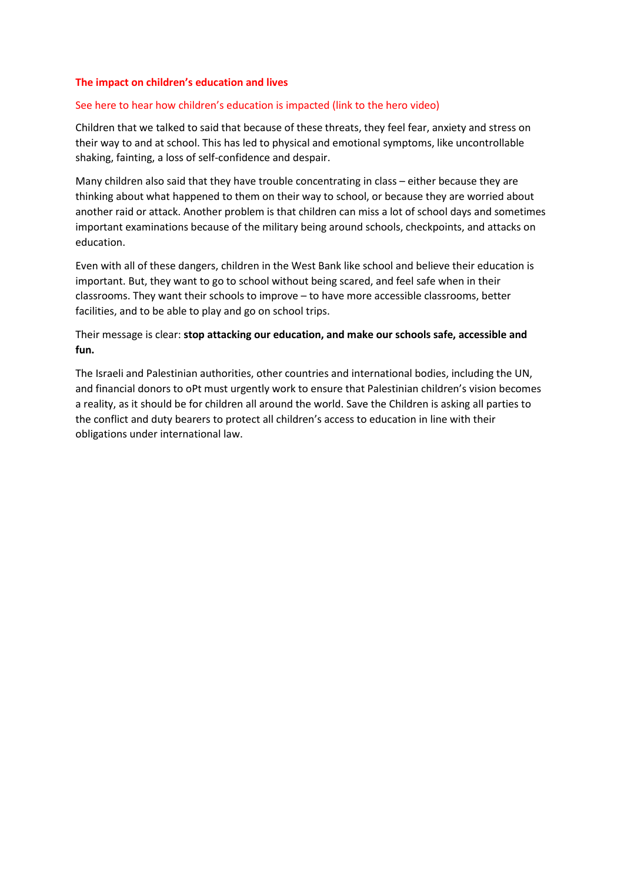## The impact on children's education and lives

See here to hear how children's education is impacted (link to the hero video)

Children that we talked to said that because of these threats, they feel fear, anxiety and stress on their way to and at school. This has led to physical and emotional symptoms, like uncontrollable shaking, fainting, a loss of self-confidence and despair.

Many children also said that they have trouble concentrating in class – either because they are thinking about what happened to them on their way to school, or because they are worried about another raid or attack. Another problem is that children can miss a lot of school days and sometimes important examinations because of the military being around schools, checkpoints, and attacks on education.

Even with all of these dangers, children in the West Bank like school and believe their education is important. But, they want to go to school without being scared, and feel safe when in their classrooms. They want their schools to improve – to have more accessible classrooms, better facilities, and to be able to play and go on school trips.

Their message is clear: **stop attacking our education, and make our schools safe, accessible and fun.**

The Israeli and Palestinian authorities, other countries and international bodies, including the UN, and financial donors to oPt must urgently work to ensure that Palestinian children's vision becomes a reality, as it should be for children all around the world. Save the Children is asking all parties to the conflict and duty bearers to protect all children's access to education in line with their obligations under international law.